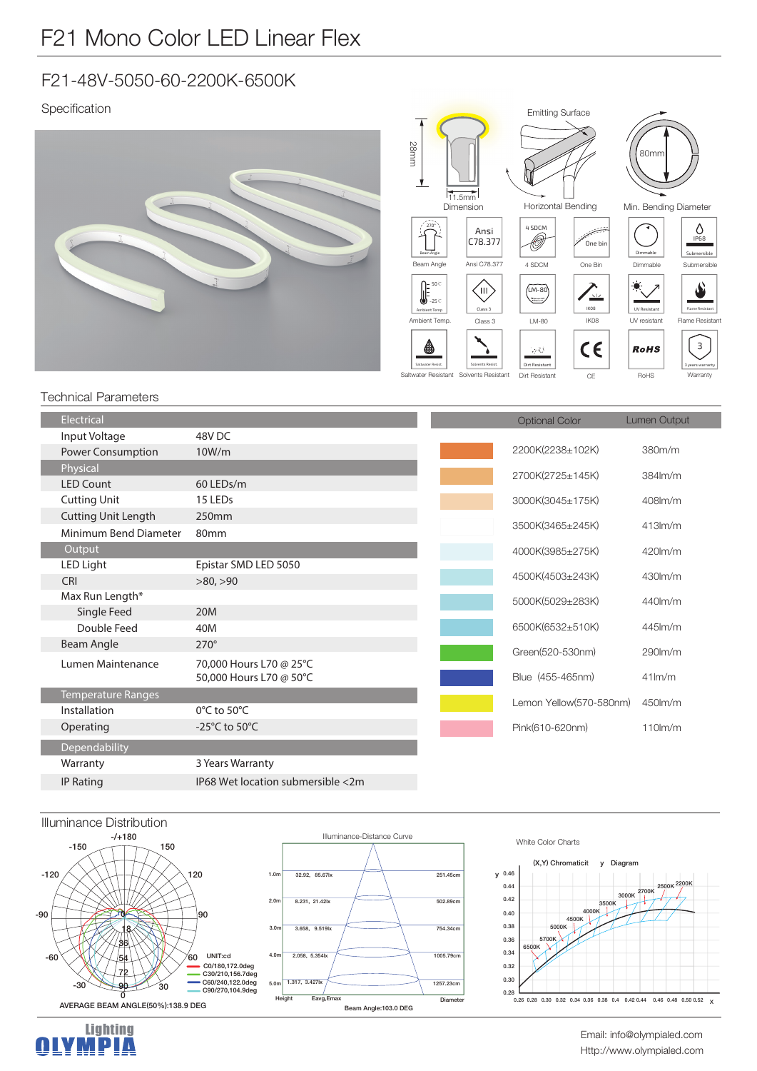# F21 Mono Color LED Linear Flex

## F21-48V-5050-60-2200K-6500K

### Specification

Dimension: 28mm, 11.5mm

Emitting Surface

Horizontal Bending

Min. Bending Diameter: 80mm

Beam Angle 270° | Ansi C78.377 | 4 SDCM | One Bin | Dimmable | Submersible IP68

Ambient Temp. 50°C -25°C | Class 3 | LM-80 | IK08 | UV resistant | Flame Resistant

Saltwater Resistant | Solvents Resistant | Dirt Resistant | CE | RoHS | Warranty 3 years

### Technical Parameters

| Electrical | |
|---|---|
| Input Voltage | 48V DC |
| Power Consumption | 10W/m |
| **Physical** | |
| LED Count | 60 LEDs/m |
| Cutting Unit | 15 LEDs |
| Cutting Unit Length | 250mm |
| Minimum Bend Diameter | 80mm |
| **Output** | |
| LED Light | Epistar SMD LED 5050 |
| CRI | >80, >90 |
| Max Run Length* | |
| Single Feed | 20M |
| Double Feed | 40M |
| Beam Angle | 270° |
| Lumen Maintenance | 70,000 Hours L70 @ 25°C<br>50,000 Hours L70 @ 50°C |
| **Temperature Ranges** | |
| Installation | 0°C to 50°C |
| Operating | -25°C to 50°C |
| **Dependability** | |
| Warranty | 3 Years Warranty |
| IP Rating | IP68 Wet location submersible <2m |

| Optional Color | Lumen Output |
|---|---|
| 2200K(2238±102K) | 380m/m |
| 2700K(2725±145K) | 384lm/m |
| 3000K(3045±175K) | 408lm/m |
| 3500K(3465±245K) | 413lm/m |
| 4000K(3985±275K) | 420lm/m |
| 4500K(4503±243K) | 430lm/m |
| 5000K(5029±283K) | 440lm/m |
| 6500K(6532±510K) | 445lm/m |
| Green(520-530nm) | 290lm/m |
| Blue (455-465nm) | 41lm/m |
| Lemon Yellow(570-580nm) | 450lm/m |
| Pink(610-620nm) | 110lm/m |

### Illuminance Distribution

UNIT:cd
C0/180,172.0deg
C30/210,156.7deg
C60/240,122.0deg
C90/270,104.9deg

AVERAGE BEAM ANGLE(50%):138.9 DEG

Illuminance-Distance Curve

| Height | Eavg,Emax | Diameter |
|---|---|---|
| 1.0m | 32.92, 85.67lx | 251.45cm |
| 2.0m | 8.231, 21.42lx | 502.89cm |
| 3.0m | 3.658, 9.519lx | 754.34cm |
| 4.0m | 2.058, 5.354lx | 1005.79cm |
| 5.0m | 1.317, 3.427lx | 1257.23cm |

Beam Angle:103.0 DEG

White Color Charts

(X,Y) Chromaticit y Diagram

6500K, 5700K, 5000K, 4500K, 4000K, 3500K, 3000K, 2700K, 2500K, 2200K

Lighting OLYMPIA

Email: info@olympialed.com
Http://www.olympialed.com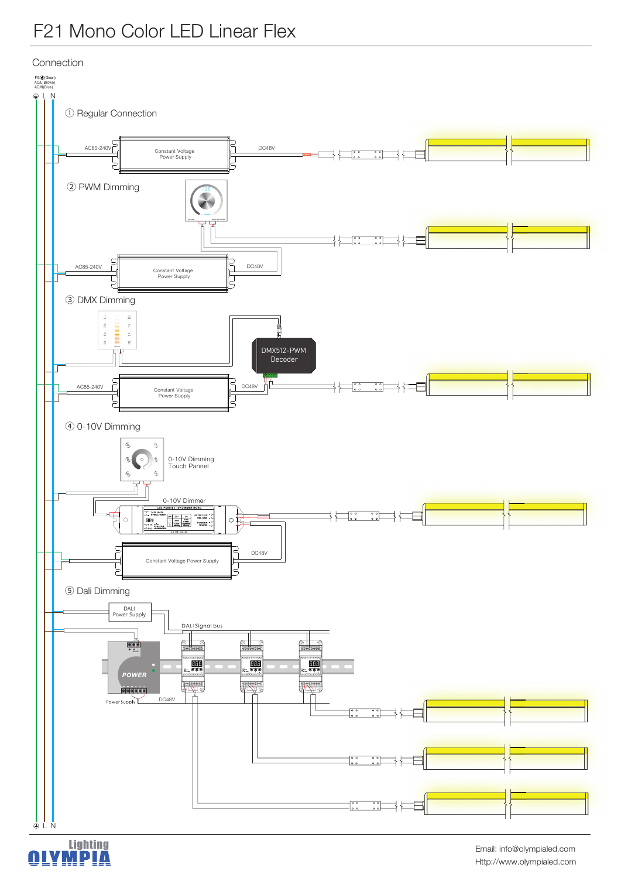# F21 Mono Color LED Linear Flex

## Connection

FG⏚(Green)
AC/L(Brown)
AC/N(Blue)

⏚ L N

① Regular Connection

AC85-240V

Constant Voltage Power Supply

DC48V

② PWM Dimming

AC85-240V

Constant Voltage Power Supply

DC48V

③ DMX Dimming

DMX512-PWM Decoder

AC85-240V

Constant Voltage Power Supply

DC48V

④ 0-10V Dimming

0-10V Dimming Touch Pannel

0-10V Dimmer

Constant Voltage Power Supply

DC48V

⑤ Dali Dimming

DALI Power Supply

DALI Signal bus

POWER

Power Supply

DC48V

⏚ L N

Email: info@olympialed.com

Http://www.olympialed.com